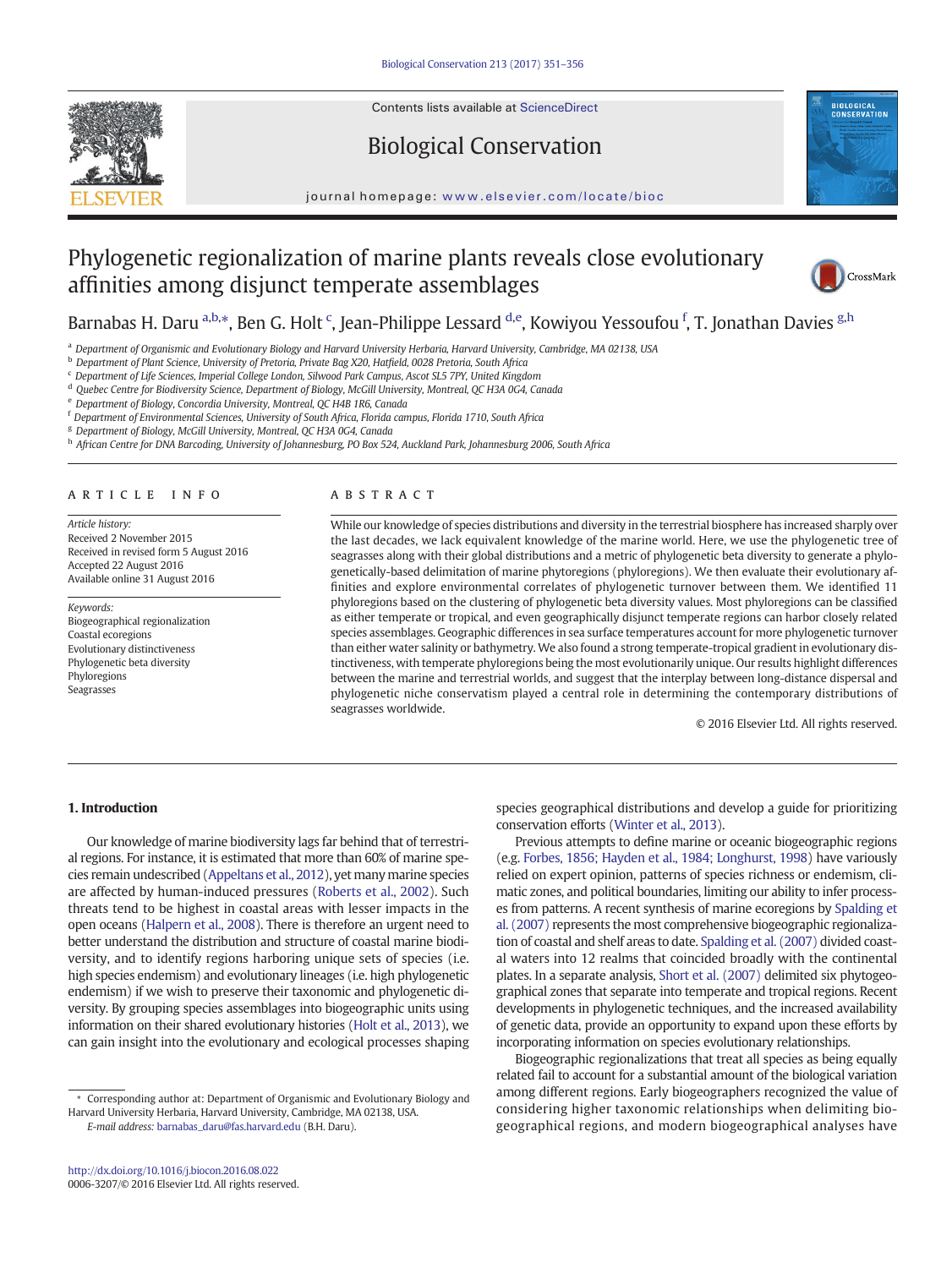Contents lists available at ScienceDirect

# Biological Conservation

journal homepage: www.elsevier.com/locate/bioc

# Phylogenetic regionalization of marine plants reveals close evolutionary affinities among disjunct temperate assemblages

Barnabas H. Daru [a,b,*], Ben G. Holt [c], Jean-Philippe Lessard [d,e], Kowiyou Yessoufou [f], T. Jonathan Davies [g,h]

[a] Department of Organismic and Evolutionary Biology and Harvard University Herbaria, Harvard University, Cambridge, MA 02138, USA
[b] Department of Plant Science, University of Pretoria, Private Bag X20, Hatfield, 0028 Pretoria, South Africa
[c] Department of Life Sciences, Imperial College London, Silwood Park Campus, Ascot SL5 7PY, United Kingdom
[d] Quebec Centre for Biodiversity Science, Department of Biology, McGill University, Montreal, QC H3A 0G4, Canada
[e] Department of Biology, Concordia University, Montreal, QC H4B 1R6, Canada
[f] Department of Environmental Sciences, University of South Africa, Florida campus, Florida 1710, South Africa
[g] Department of Biology, McGill University, Montreal, QC H3A 0G4, Canada
[h] African Centre for DNA Barcoding, University of Johannesburg, PO Box 524, Auckland Park, Johannesburg 2006, South Africa

## ARTICLE INFO

*Article history:*
Received 2 November 2015
Received in revised form 5 August 2016
Accepted 22 August 2016
Available online 31 August 2016

*Keywords:*
Biogeographical regionalization
Coastal ecoregions
Evolutionary distinctiveness
Phylogenetic beta diversity
Phyloregions
Seagrasses

## ABSTRACT

While our knowledge of species distributions and diversity in the terrestrial biosphere has increased sharply over the last decades, we lack equivalent knowledge of the marine world. Here, we use the phylogenetic tree of seagrasses along with their global distributions and a metric of phylogenetic beta diversity to generate a phylogenetically-based delimitation of marine phytoregions (phyloregions). We then evaluate their evolutionary affinities and explore environmental correlates of phylogenetic turnover between them. We identified 11 phyloregions based on the clustering of phylogenetic beta diversity values. Most phyloregions can be classified as either temperate or tropical, and even geographically disjunct temperate regions can harbor closely related species assemblages. Geographic differences in sea surface temperatures account for more phylogenetic turnover than either water salinity or bathymetry. We also found a strong temperate-tropical gradient in evolutionary distinctiveness, with temperate phyloregions being the most evolutionarily unique. Our results highlight differences between the marine and terrestrial worlds, and suggest that the interplay between long-distance dispersal and phylogenetic niche conservatism played a central role in determining the contemporary distributions of seagrasses worldwide.

© 2016 Elsevier Ltd. All rights reserved.

## 1. Introduction

Our knowledge of marine biodiversity lags far behind that of terrestrial regions. For instance, it is estimated that more than 60% of marine species remain undescribed (Appeltans et al., 2012), yet many marine species are affected by human-induced pressures (Roberts et al., 2002). Such threats tend to be highest in coastal areas with lesser impacts in the open oceans (Halpern et al., 2008). There is therefore an urgent need to better understand the distribution and structure of coastal marine biodiversity, and to identify regions harboring unique sets of species (i.e. high species endemism) and evolutionary lineages (i.e. high phylogenetic endemism) if we wish to preserve their taxonomic and phylogenetic diversity. By grouping species assemblages into biogeographic units using information on their shared evolutionary histories (Holt et al., 2013), we can gain insight into the evolutionary and ecological processes shaping species geographical distributions and develop a guide for prioritizing conservation efforts (Winter et al., 2013).

Previous attempts to define marine or oceanic biogeographic regions (e.g. Forbes, 1856; Hayden et al., 1984; Longhurst, 1998) have variously relied on expert opinion, patterns of species richness or endemism, climatic zones, and political boundaries, limiting our ability to infer processes from patterns. A recent synthesis of marine ecoregions by Spalding et al. (2007) represents the most comprehensive biogeographic regionalization of coastal and shelf areas to date. Spalding et al. (2007) divided coastal waters into 12 realms that coincided broadly with the continental plates. In a separate analysis, Short et al. (2007) delimited six phytogeographical zones that separate into temperate and tropical regions. Recent developments in phylogenetic techniques, and the increased availability of genetic data, provide an opportunity to expand upon these efforts by incorporating information on species evolutionary relationships.

Biogeographic regionalizations that treat all species as being equally related fail to account for a substantial amount of the biological variation among different regions. Early biogeographers recognized the value of considering higher taxonomic relationships when delimiting biogeographical regions, and modern biogeographical analyses have

* Corresponding author at: Department of Organismic and Evolutionary Biology and Harvard University Herbaria, Harvard University, Cambridge, MA 02138, USA.
*E-mail address:* barnabas_daru@fas.harvard.edu (B.H. Daru).

http://dx.doi.org/10.1016/j.biocon.2016.08.022
0006-3207/© 2016 Elsevier Ltd. All rights reserved.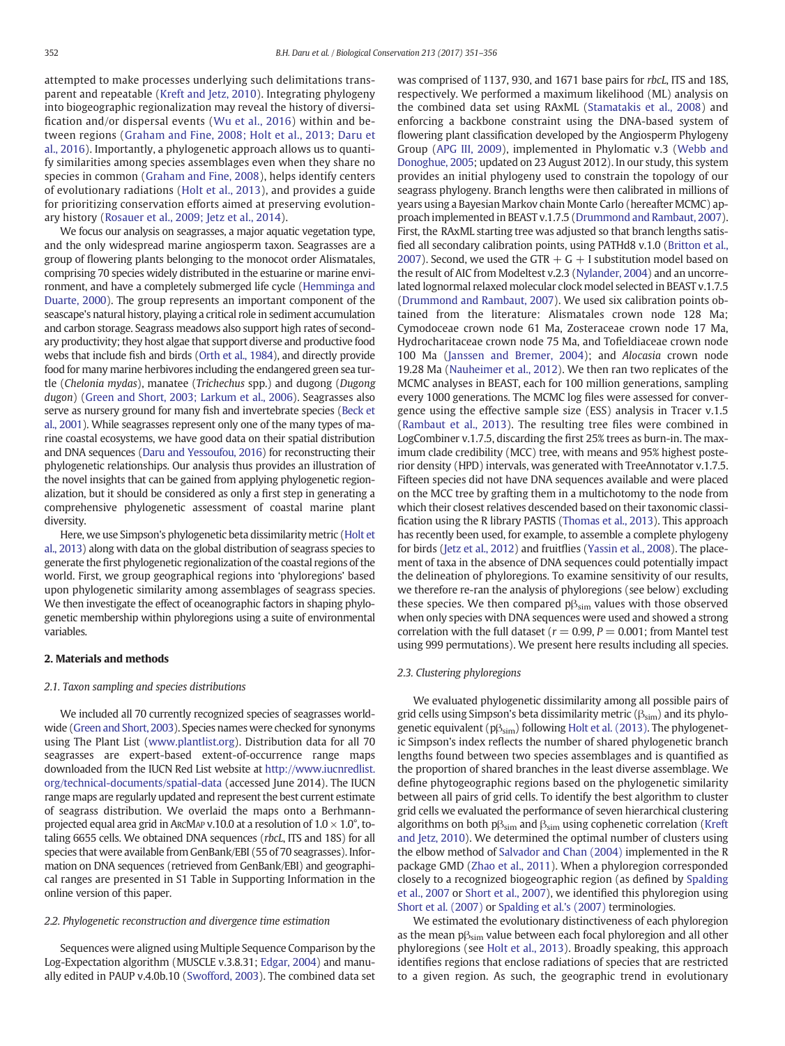attempted to make processes underlying such delimitations transparent and repeatable (Kreft and Jetz, 2010). Integrating phylogeny into biogeographic regionalization may reveal the history of diversification and/or dispersal events (Wu et al., 2016) within and between regions (Graham and Fine, 2008; Holt et al., 2013; Daru et al., 2016). Importantly, a phylogenetic approach allows us to quantify similarities among species assemblages even when they share no species in common (Graham and Fine, 2008), helps identify centers of evolutionary radiations (Holt et al., 2013), and provides a guide for prioritizing conservation efforts aimed at preserving evolutionary history (Rosauer et al., 2009; Jetz et al., 2014).

We focus our analysis on seagrasses, a major aquatic vegetation type, and the only widespread marine angiosperm taxon. Seagrasses are a group of flowering plants belonging to the monocot order Alismatales, comprising 70 species widely distributed in the estuarine or marine environment, and have a completely submerged life cycle (Hemminga and Duarte, 2000). The group represents an important component of the seascape's natural history, playing a critical role in sediment accumulation and carbon storage. Seagrass meadows also support high rates of secondary productivity; they host algae that support diverse and productive food webs that include fish and birds (Orth et al., 1984), and directly provide food for many marine herbivores including the endangered green sea turtle (*Chelonia mydas*), manatee (*Trichechus* spp.) and dugong (*Dugong dugon*) (Green and Short, 2003; Larkum et al., 2006). Seagrasses also serve as nursery ground for many fish and invertebrate species (Beck et al., 2001). While seagrasses represent only one of the many types of marine coastal ecosystems, we have good data on their spatial distribution and DNA sequences (Daru and Yessoufou, 2016) for reconstructing their phylogenetic relationships. Our analysis thus provides an illustration of the novel insights that can be gained from applying phylogenetic regionalization, but it should be considered as only a first step in generating a comprehensive phylogenetic assessment of coastal marine plant diversity.

Here, we use Simpson's phylogenetic beta dissimilarity metric (Holt et al., 2013) along with data on the global distribution of seagrass species to generate the first phylogenetic regionalization of the coastal regions of the world. First, we group geographical regions into 'phyloregions' based upon phylogenetic similarity among assemblages of seagrass species. We then investigate the effect of oceanographic factors in shaping phylogenetic membership within phyloregions using a suite of environmental variables.

## 2. Materials and methods

### 2.1. Taxon sampling and species distributions

We included all 70 currently recognized species of seagrasses worldwide (Green and Short, 2003). Species names were checked for synonyms using The Plant List (www.plantlist.org). Distribution data for all 70 seagrasses are expert-based extent-of-occurrence range maps downloaded from the IUCN Red List website at http://www.iucnredlist.org/technical-documents/spatial-data (accessed June 2014). The IUCN range maps are regularly updated and represent the best current estimate of seagrass distribution. We overlaid the maps onto a Berhmann-projected equal area grid in ArcMap v.10.0 at a resolution of $1.0 \times 1.0°$, totaling 6655 cells. We obtained DNA sequences (*rbcL*, ITS and 18S) for all species that were available from GenBank/EBI (55 of 70 seagrasses). Information on DNA sequences (retrieved from GenBank/EBI) and geographical ranges are presented in S1 Table in Supporting Information in the online version of this paper.

### 2.2. Phylogenetic reconstruction and divergence time estimation

Sequences were aligned using Multiple Sequence Comparison by the Log-Expectation algorithm (MUSCLE v.3.8.31; Edgar, 2004) and manually edited in PAUP v.4.0b.10 (Swofford, 2003). The combined data set was comprised of 1137, 930, and 1671 base pairs for *rbcL*, ITS and 18S, respectively. We performed a maximum likelihood (ML) analysis on the combined data set using RAxML (Stamatakis et al., 2008) and enforcing a backbone constraint using the DNA-based system of flowering plant classification developed by the Angiosperm Phylogeny Group (APG III, 2009), implemented in Phylomatic v.3 (Webb and Donoghue, 2005; updated on 23 August 2012). In our study, this system provides an initial phylogeny used to constrain the topology of our seagrass phylogeny. Branch lengths were then calibrated in millions of years using a Bayesian Markov chain Monte Carlo (hereafter MCMC) approach implemented in BEAST v.1.7.5 (Drummond and Rambaut, 2007). First, the RAxML starting tree was adjusted so that branch lengths satisfied all secondary calibration points, using PATHd8 v.1.0 (Britton et al., 2007). Second, we used the GTR + G + I substitution model based on the result of AIC from Modeltest v.2.3 (Nylander, 2004) and an uncorrelated lognormal relaxed molecular clock model selected in BEAST v.1.7.5 (Drummond and Rambaut, 2007). We used six calibration points obtained from the literature: Alismatales crown node 128 Ma; Cymodoceae crown node 61 Ma, Zosteraceae crown node 17 Ma, Hydrocharitaceae crown node 75 Ma, and Tofieldiaceae crown node 100 Ma (Janssen and Bremer, 2004); and *Alocasia* crown node 19.28 Ma (Nauheimer et al., 2012). We then ran two replicates of the MCMC analyses in BEAST, each for 100 million generations, sampling every 1000 generations. The MCMC log files were assessed for convergence using the effective sample size (ESS) analysis in Tracer v.1.5 (Rambaut et al., 2013). The resulting tree files were combined in LogCombiner v.1.7.5, discarding the first 25% trees as burn-in. The maximum clade credibility (MCC) tree, with means and 95% highest posterior density (HPD) intervals, was generated with TreeAnnotator v.1.7.5. Fifteen species did not have DNA sequences available and were placed on the MCC tree by grafting them in a multichotomy to the node from which their closest relatives descended based on their taxonomic classification using the R library PASTIS (Thomas et al., 2013). This approach has recently been used, for example, to assemble a complete phylogeny for birds (Jetz et al., 2012) and fruitflies (Yassin et al., 2008). The placement of taxa in the absence of DNA sequences could potentially impact the delineation of phyloregions. To examine sensitivity of our results, we therefore re-ran the analysis of phyloregions (see below) excluding these species. We then compared $p\beta_{sim}$ values with those observed when only species with DNA sequences were used and showed a strong correlation with the full dataset ($r = 0.99$, $P = 0.001$; from Mantel test using 999 permutations). We present here results including all species.

### 2.3. Clustering phyloregions

We evaluated phylogenetic dissimilarity among all possible pairs of grid cells using Simpson's beta dissimilarity metric ($\beta_{sim}$) and its phylogenetic equivalent ($p\beta_{sim}$) following Holt et al. (2013). The phylogenetic Simpson's index reflects the number of shared phylogenetic branch lengths found between two species assemblages and is quantified as the proportion of shared branches in the least diverse assemblage. We define phytogeographic regions based on the phylogenetic similarity between all pairs of grid cells. To identify the best algorithm to cluster grid cells we evaluated the performance of seven hierarchical clustering algorithms on both $p\beta_{sim}$ and $\beta_{sim}$ using cophenetic correlation (Kreft and Jetz, 2010). We determined the optimal number of clusters using the elbow method of Salvador and Chan (2004) implemented in the R package GMD (Zhao et al., 2011). When a phyloregion corresponded closely to a recognized biogeographic region (as defined by Spalding et al., 2007 or Short et al., 2007), we identified this phyloregion using Short et al. (2007) or Spalding et al.'s (2007) terminologies.

We estimated the evolutionary distinctiveness of each phyloregion as the mean $p\beta_{sim}$ value between each focal phyloregion and all other phyloregions (see Holt et al., 2013). Broadly speaking, this approach identifies regions that enclose radiations of species that are restricted to a given region. As such, the geographic trend in evolutionary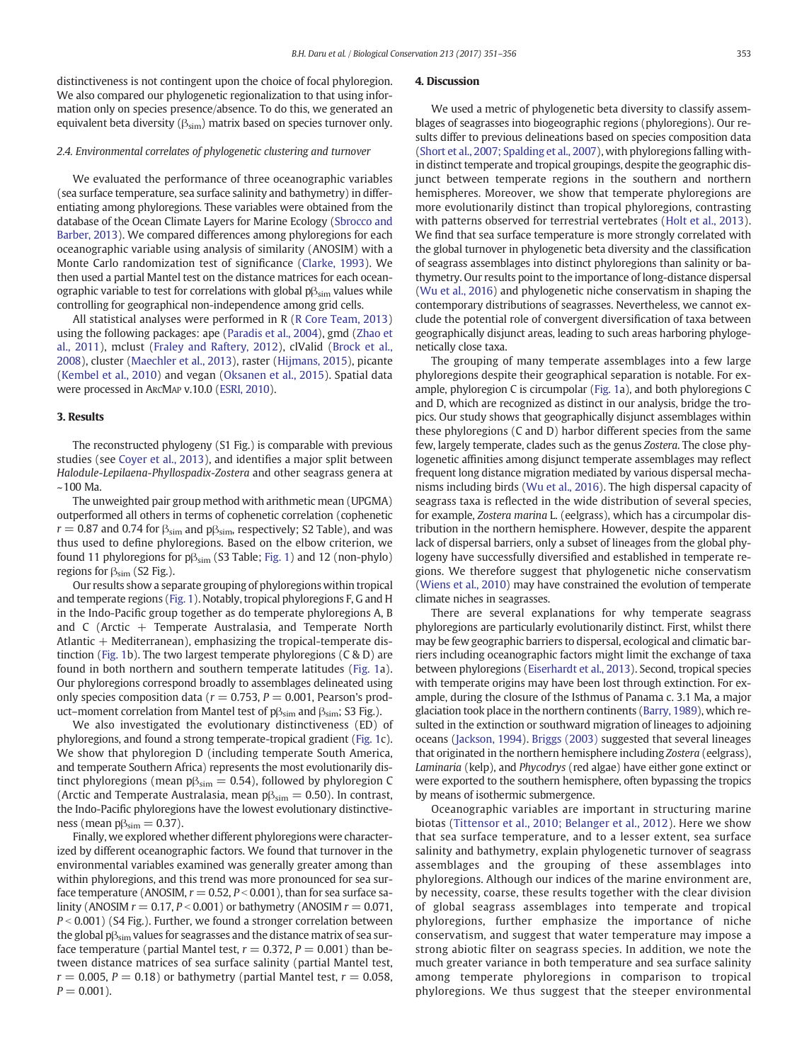distinctiveness is not contingent upon the choice of focal phyloregion. We also compared our phylogenetic regionalization to that using information only on species presence/absence. To do this, we generated an equivalent beta diversity ($\beta_{sim}$) matrix based on species turnover only.

### 2.4. Environmental correlates of phylogenetic clustering and turnover

We evaluated the performance of three oceanographic variables (sea surface temperature, sea surface salinity and bathymetry) in differentiating among phyloregions. These variables were obtained from the database of the Ocean Climate Layers for Marine Ecology (Sbrocco and Barber, 2013). We compared differences among phyloregions for each oceanographic variable using analysis of similarity (ANOSIM) with a Monte Carlo randomization test of significance (Clarke, 1993). We then used a partial Mantel test on the distance matrices for each oceanographic variable to test for correlations with global $p\beta_{sim}$ values while controlling for geographical non-independence among grid cells.

All statistical analyses were performed in R (R Core Team, 2013) using the following packages: ape (Paradis et al., 2004), gmd (Zhao et al., 2011), mclust (Fraley and Raftery, 2012), clValid (Brock et al., 2008), cluster (Maechler et al., 2013), raster (Hijmans, 2015), picante (Kembel et al., 2010) and vegan (Oksanen et al., 2015). Spatial data were processed in ArcMap v.10.0 (ESRI, 2010).

## 3. Results

The reconstructed phylogeny (S1 Fig.) is comparable with previous studies (see Coyer et al., 2013), and identifies a major split between *Halodule-Lepilaena-Phyllospadix-Zostera* and other seagrass genera at ~100 Ma.

The unweighted pair group method with arithmetic mean (UPGMA) outperformed all others in terms of cophenetic correlation (cophenetic $r = 0.87$ and 0.74 for $\beta_{sim}$ and $p\beta_{sim}$, respectively; S2 Table), and was thus used to define phyloregions. Based on the elbow criterion, we found 11 phyloregions for $p\beta_{sim}$ (S3 Table; Fig. 1) and 12 (non-phylo) regions for $\beta_{sim}$ (S2 Fig.).

Our results show a separate grouping of phyloregions within tropical and temperate regions (Fig. 1). Notably, tropical phyloregions F, G and H in the Indo-Pacific group together as do temperate phyloregions A, B and C (Arctic + Temperate Australasia, and Temperate North Atlantic + Mediterranean), emphasizing the tropical-temperate distinction (Fig. 1b). The two largest temperate phyloregions (C & D) are found in both northern and southern temperate latitudes (Fig. 1a). Our phyloregions correspond broadly to assemblages delineated using only species composition data ($r = 0.753$, $P = 0.001$, Pearson's product–moment correlation from Mantel test of $p\beta_{sim}$ and $\beta_{sim}$; S3 Fig.).

We also investigated the evolutionary distinctiveness (ED) of phyloregions, and found a strong temperate-tropical gradient (Fig. 1c). We show that phyloregion D (including temperate South America, and temperate Southern Africa) represents the most evolutionarily distinct phyloregions (mean $p\beta_{sim} = 0.54$), followed by phyloregion C (Arctic and Temperate Australasia, mean $p\beta_{sim} = 0.50$). In contrast, the Indo-Pacific phyloregions have the lowest evolutionary distinctiveness (mean $p\beta_{sim} = 0.37$).

Finally, we explored whether different phyloregions were characterized by different oceanographic factors. We found that turnover in the environmental variables examined was generally greater among than within phyloregions, and this trend was more pronounced for sea surface temperature (ANOSIM, $r = 0.52$, $P < 0.001$), than for sea surface salinity (ANOSIM $r = 0.17$, $P < 0.001$) or bathymetry (ANOSIM $r = 0.071$, $P < 0.001$) (S4 Fig.). Further, we found a stronger correlation between the global $p\beta_{sim}$ values for seagrasses and the distance matrix of sea surface temperature (partial Mantel test, $r = 0.372$, $P = 0.001$) than between distance matrices of sea surface salinity (partial Mantel test, $r = 0.005$, $P = 0.18$) or bathymetry (partial Mantel test, $r = 0.058$, $P = 0.001$).

## 4. Discussion

We used a metric of phylogenetic beta diversity to classify assemblages of seagrasses into biogeographic regions (phyloregions). Our results differ to previous delineations based on species composition data (Short et al., 2007; Spalding et al., 2007), with phyloregions falling within distinct temperate and tropical groupings, despite the geographic disjunct between temperate regions in the southern and northern hemispheres. Moreover, we show that temperate phyloregions are more evolutionarily distinct than tropical phyloregions, contrasting with patterns observed for terrestrial vertebrates (Holt et al., 2013). We find that sea surface temperature is more strongly correlated with the global turnover in phylogenetic beta diversity and the classification of seagrass assemblages into distinct phyloregions than salinity or bathymetry. Our results point to the importance of long-distance dispersal (Wu et al., 2016) and phylogenetic niche conservatism in shaping the contemporary distributions of seagrasses. Nevertheless, we cannot exclude the potential role of convergent diversification of taxa between geographically disjunct areas, leading to such areas harboring phylogenetically close taxa.

The grouping of many temperate assemblages into a few large phyloregions despite their geographical separation is notable. For example, phyloregion C is circumpolar (Fig. 1a), and both phyloregions C and D, which are recognized as distinct in our analysis, bridge the tropics. Our study shows that geographically disjunct assemblages within these phyloregions (C and D) harbor different species from the same few, largely temperate, clades such as the genus *Zostera*. The close phylogenetic affinities among disjunct temperate assemblages may reflect frequent long distance migration mediated by various dispersal mechanisms including birds (Wu et al., 2016). The high dispersal capacity of seagrass taxa is reflected in the wide distribution of several species, for example, *Zostera marina* L. (eelgrass), which has a circumpolar distribution in the northern hemisphere. However, despite the apparent lack of dispersal barriers, only a subset of lineages from the global phylogeny have successfully diversified and established in temperate regions. We therefore suggest that phylogenetic niche conservatism (Wiens et al., 2010) may have constrained the evolution of temperate climate niches in seagrasses.

There are several explanations for why temperate seagrass phyloregions are particularly evolutionarily distinct. First, whilst there may be few geographic barriers to dispersal, ecological and climatic barriers including oceanographic factors might limit the exchange of taxa between phyloregions (Eiserhardt et al., 2013). Second, tropical species with temperate origins may have been lost through extinction. For example, during the closure of the Isthmus of Panama c. 3.1 Ma, a major glaciation took place in the northern continents (Barry, 1989), which resulted in the extinction or southward migration of lineages to adjoining oceans (Jackson, 1994). Briggs (2003) suggested that several lineages that originated in the northern hemisphere including *Zostera* (eelgrass), *Laminaria* (kelp), and *Phycodrys* (red algae) have either gone extinct or were exported to the southern hemisphere, often bypassing the tropics by means of isothermic submergence.

Oceanographic variables are important in structuring marine biotas (Tittensor et al., 2010; Belanger et al., 2012). Here we show that sea surface temperature, and to a lesser extent, sea surface salinity and bathymetry, explain phylogenetic turnover of seagrass assemblages and the grouping of these assemblages into phyloregions. Although our indices of the marine environment are, by necessity, coarse, these results together with the clear division of global seagrass assemblages into temperate and tropical phyloregions, further emphasize the importance of niche conservatism, and suggest that water temperature may impose a strong abiotic filter on seagrass species. In addition, we note the much greater variance in both temperature and sea surface salinity among temperate phyloregions in comparison to tropical phyloregions. We thus suggest that the steeper environmental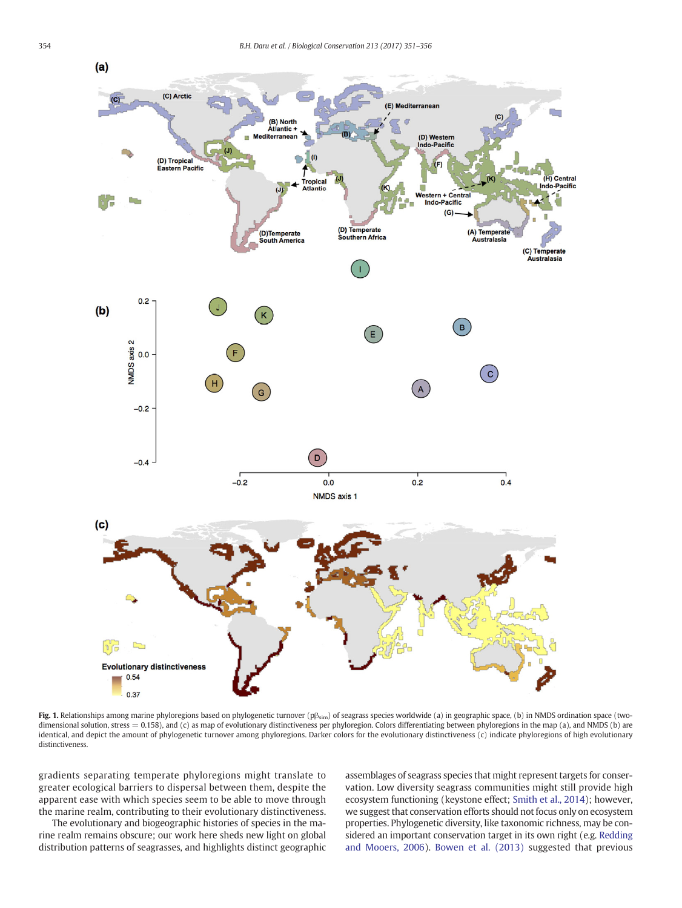**Fig. 1.** Relationships among marine phyloregions based on phylogenetic turnover ($p\beta_{sim}$) of seagrass species worldwide (a) in geographic space, (b) in NMDS ordination space (two-dimensional solution, stress = 0.158), and (c) as map of evolutionary distinctiveness per phyloregion. Colors differentiating between phyloregions in the map (a), and NMDS (b) are identical, and depict the amount of phylogenetic turnover among phyloregions. Darker colors for the evolutionary distinctiveness (c) indicate phyloregions of high evolutionary distinctiveness.

gradients separating temperate phyloregions might translate to greater ecological barriers to dispersal between them, despite the apparent ease with which species seem to be able to move through the marine realm, contributing to their evolutionary distinctiveness.

The evolutionary and biogeographic histories of species in the marine realm remains obscure; our work here sheds new light on global distribution patterns of seagrasses, and highlights distinct geographic assemblages of seagrass species that might represent targets for conservation. Low diversity seagrass communities might still provide high ecosystem functioning (keystone effect; Smith et al., 2014); however, we suggest that conservation efforts should not focus only on ecosystem properties. Phylogenetic diversity, like taxonomic richness, may be considered an important conservation target in its own right (e.g. Redding and Mooers, 2006). Bowen et al. (2013) suggested that previous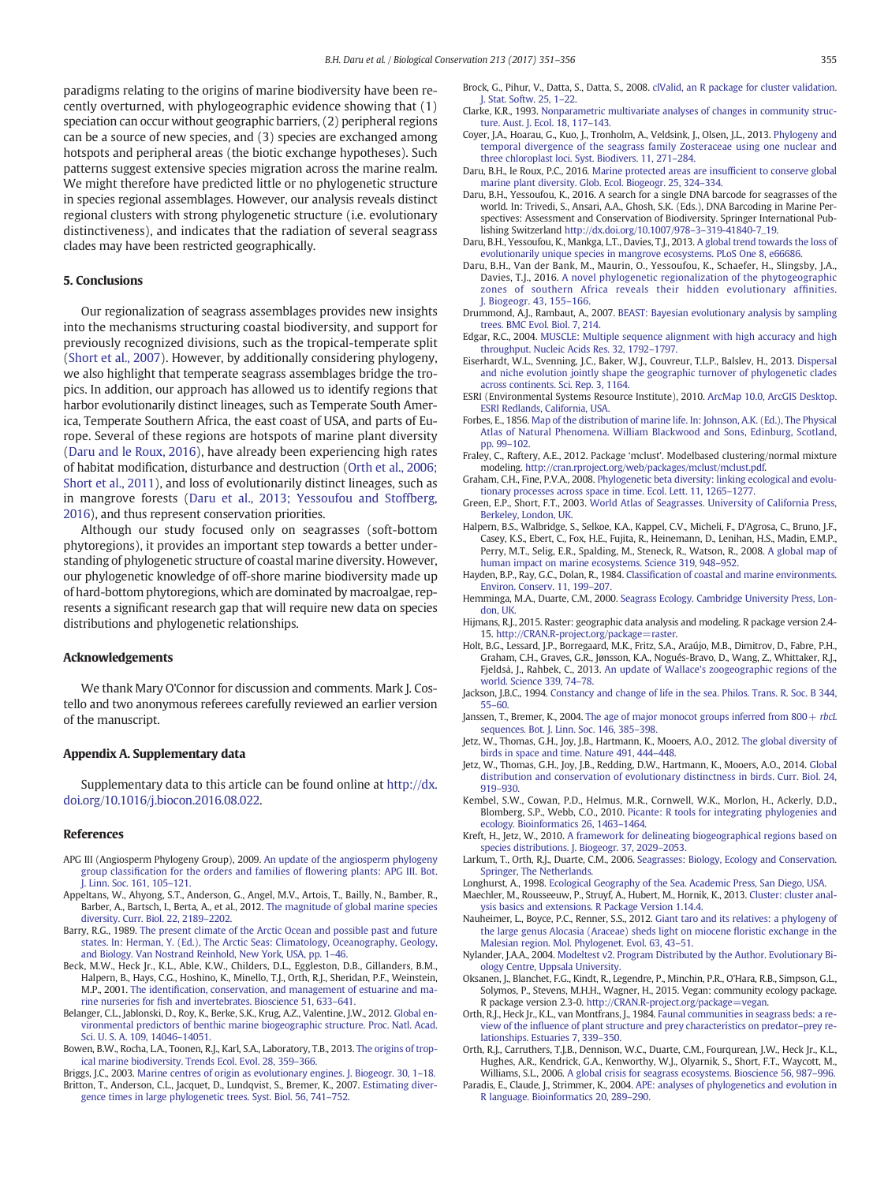paradigms relating to the origins of marine biodiversity have been recently overturned, with phylogeographic evidence showing that (1) speciation can occur without geographic barriers, (2) peripheral regions can be a source of new species, and (3) species are exchanged among hotspots and peripheral areas (the biotic exchange hypotheses). Such patterns suggest extensive species migration across the marine realm. We might therefore have predicted little or no phylogenetic structure in species regional assemblages. However, our analysis reveals distinct regional clusters with strong phylogenetic structure (i.e. evolutionary distinctiveness), and indicates that the radiation of several seagrass clades may have been restricted geographically.

## 5. Conclusions

Our regionalization of seagrass assemblages provides new insights into the mechanisms structuring coastal biodiversity, and support for previously recognized divisions, such as the tropical-temperate split (Short et al., 2007). However, by additionally considering phylogeny, we also highlight that temperate seagrass assemblages bridge the tropics. In addition, our approach has allowed us to identify regions that harbor evolutionarily distinct lineages, such as Temperate South America, Temperate Southern Africa, the east coast of USA, and parts of Europe. Several of these regions are hotspots of marine plant diversity (Daru and le Roux, 2016), have already been experiencing high rates of habitat modification, disturbance and destruction (Orth et al., 2006; Short et al., 2011), and loss of evolutionarily distinct lineages, such as in mangrove forests (Daru et al., 2013; Yessoufou and Stoffberg, 2016), and thus represent conservation priorities.

Although our study focused only on seagrasses (soft-bottom phytoregions), it provides an important step towards a better understanding of phylogenetic structure of coastal marine diversity. However, our phylogenetic knowledge of off-shore marine biodiversity made up of hard-bottom phytoregions, which are dominated by macroalgae, represents a significant research gap that will require new data on species distributions and phylogenetic relationships.

## Acknowledgements

We thank Mary O'Connor for discussion and comments. Mark J. Costello and two anonymous referees carefully reviewed an earlier version of the manuscript.

## Appendix A. Supplementary data

Supplementary data to this article can be found online at http://dx.doi.org/10.1016/j.biocon.2016.08.022.

## References

APG III (Angiosperm Phylogeny Group), 2009. An update of the angiosperm phylogeny group classification for the orders and families of flowering plants: APG III. Bot. J. Linn. Soc. 161, 105–121.

Appeltans, W., Ahyong, S.T., Anderson, G., Angel, M.V., Artois, T., Bailly, N., Bamber, R., Barber, A., Bartsch, I., Berta, A., et al., 2012. The magnitude of global marine species diversity. Curr. Biol. 22, 2189–2202.

Barry, R.G., 1989. The present climate of the Arctic Ocean and possible past and future states. In: Herman, Y. (Ed.), The Arctic Seas: Climatology, Oceanography, Geology, and Biology. Van Nostrand Reinhold, New York, USA, pp. 1–46.

Beck, M.W., Heck Jr., K.L., Able, K.W., Childers, D.L., Eggleston, D.B., Gillanders, B.M., Halpern, B., Hays, C.G., Hoshino, K., Minello, T.J., Orth, R.J., Sheridan, P.F., Weinstein, M.P., 2001. The identification, conservation, and management of estuarine and marine nurseries for fish and invertebrates. Bioscience 51, 633–641.

Belanger, C.L., Jablonski, D., Roy, K., Berke, S.K., Krug, A.Z., Valentine, J.W., 2012. Global environmental predictors of benthic marine biogeographic structure. Proc. Natl. Acad. Sci. U. S. A. 109, 14046–14051.

Bowen, B.W., Rocha, L.A., Toonen, R.J., Karl, S.A., Laboratory, T.B., 2013. The origins of tropical marine biodiversity. Trends Ecol. Evol. 28, 359–366.

Briggs, J.C., 2003. Marine centres of origin as evolutionary engines. J. Biogeogr. 30, 1–18.

Britton, T., Anderson, C.L., Jacquet, D., Lundqvist, S., Bremer, K., 2007. Estimating divergence times in large phylogenetic trees. Syst. Biol. 56, 741–752.

Brock, G., Pihur, V., Datta, S., Datta, S., 2008. clValid, an R package for cluster validation. J. Stat. Softw. 25, 1–22.

Clarke, K.R., 1993. Nonparametric multivariate analyses of changes in community structure. Aust. J. Ecol. 18, 117–143.

Coyer, J.A., Hoarau, G., Kuo, J., Tronholm, A., Veldsink, J., Olsen, J.L., 2013. Phylogeny and temporal divergence of the seagrass family Zosteraceae using one nuclear and three chloroplast loci. Syst. Biodivers. 11, 271–284.

Daru, B.H., le Roux, P.C., 2016. Marine protected areas are insufficient to conserve global marine plant diversity. Glob. Ecol. Biogeogr. 25, 324–334.

Daru, B.H., Yessoufou, K., 2016. A search for a single DNA barcode for seagrasses of the world. In: Trivedi, S., Ansari, A.A., Ghosh, S.K. (Eds.), DNA Barcoding in Marine Perspectives: Assessment and Conservation of Biodiversity. Springer International Publishing Switzerland http://dx.doi.org/10.1007/978-3-319-41840-7_19.

Daru, B.H., Yessoufou, K., Mankga, L.T., Davies, T.J., 2013. A global trend towards the loss of evolutionarily unique species in mangrove ecosystems. PLoS One 8, e66686.

Daru, B.H., Van der Bank, M., Maurin, O., Yessoufou, K., Schaefer, H., Slingsby, J.A., Davies, T.J., 2016. A novel phylogenetic regionalization of the phytogeographic zones of southern Africa reveals their hidden evolutionary affinities. J. Biogeogr. 43, 155–166.

Drummond, A.J., Rambaut, A., 2007. BEAST: Bayesian evolutionary analysis by sampling trees. BMC Evol. Biol. 7, 214.

Edgar, R.C., 2004. MUSCLE: Multiple sequence alignment with high accuracy and high throughput. Nucleic Acids Res. 32, 1792–1797.

Eiserhardt, W.L., Svenning, J.C., Baker, W.J., Couvreur, T.L.P., Balslev, H., 2013. Dispersal and niche evolution jointly shape the geographic turnover of phylogenetic clades across continents. Sci. Rep. 3, 1164.

ESRI (Environmental Systems Resource Institute), 2010. ArcMap 10.0, ArcGIS Desktop. ESRI Redlands, California, USA.

Forbes, E., 1856. Map of the distribution of marine life. In: Johnson, A.K. (Ed.), The Physical Atlas of Natural Phenomena. William Blackwood and Sons, Edinburg, Scotland, pp. 99–102.

Fraley, C., Raftery, A.E., 2012. Package 'mclust'. Modelbased clustering/normal mixture modeling. http://cran.rproject.org/web/packages/mclust/mclust.pdf.

Graham, C.H., Fine, P.V.A., 2008. Phylogenetic beta diversity: linking ecological and evolutionary processes across space in time. Ecol. Lett. 11, 1265–1277.

Green, E.P., Short, F.T., 2003. World Atlas of Seagrasses. University of California Press, Berkeley, London, UK.

Halpern, B.S., Walbridge, S., Selkoe, K.A., Kappel, C.V., Micheli, F., D'Agrosa, C., Bruno, J.F., Casey, K.S., Ebert, C., Fox, H.E., Fujita, R., Heinemann, D., Lenihan, H.S., Madin, E.M.P., Perry, M.T., Selig, E.R., Spalding, M., Steneck, R., Watson, R., 2008. A global map of human impact on marine ecosystems. Science 319, 948–952.

Hayden, B.P., Ray, G.C., Dolan, R., 1984. Classification of coastal and marine environments. Environ. Conserv. 11, 199–207.

Hemminga, M.A., Duarte, C.M., 2000. Seagrass Ecology. Cambridge University Press, London, UK.

Hijmans, R.J., 2015. Raster: geographic data analysis and modeling. R package version 2.4-15. http://CRAN.R-project.org/package=raster.

Holt, B.G., Lessard, J.P., Borregaard, M.K., Fritz, S.A., Araújo, M.B., Dimitrov, D., Fabre, P.H., Graham, C.H., Graves, G.R., Jønsson, K.A., Nogués-Bravo, D., Wang, Z., Whittaker, R.J., Fjeldså, J., Rahbek, C., 2013. An update of Wallace's zoogeographic regions of the world. Science 339, 74–78.

Jackson, J.B.C., 1994. Constancy and change of life in the sea. Philos. Trans. R. Soc. B 344, 55–60.

Janssen, T., Bremer, K., 2004. The age of major monocot groups inferred from 800+ *rbcL* sequences. Bot. J. Linn. Soc. 146, 385–398.

Jetz, W., Thomas, G.H., Joy, J.B., Hartmann, K., Mooers, A.O., 2012. The global diversity of birds in space and time. Nature 491, 444–448.

Jetz, W., Thomas, G.H., Joy, J.B., Redding, D.W., Hartmann, K., Mooers, A.O., 2014. Global distribution and conservation of evolutionary distinctness in birds. Curr. Biol. 24, 919–930.

Kembel, S.W., Cowan, P.D., Helmus, M.R., Cornwell, W.K., Morlon, H., Ackerly, D.D., Blomberg, S.P., Webb, C.O., 2010. Picante: R tools for integrating phylogenies and ecology. Bioinformatics 26, 1463–1464.

Kreft, H., Jetz, W., 2010. A framework for delineating biogeographical regions based on species distributions. J. Biogeogr. 37, 2029–2053.

Larkum, T., Orth, R.J., Duarte, C.M., 2006. Seagrasses: Biology, Ecology and Conservation. Springer, The Netherlands.

Longhurst, A., 1998. Ecological Geography of the Sea. Academic Press, San Diego, USA.

Maechler, M., Rousseeuw, P., Struyf, A., Hubert, M., Hornik, K., 2013. Cluster: cluster analysis basics and extensions. R Package Version 1.14.4.

Nauheimer, L., Boyce, P.C., Renner, S.S., 2012. Giant taro and its relatives: a phylogeny of the large genus Alocasia (Araceae) sheds light on miocene floristic exchange in the Malesian region. Mol. Phylogenet. Evol. 63, 43–51.

Nylander, J.A.A., 2004. Modeltest v2. Program Distributed by the Author. Evolutionary Biology Centre, Uppsala University.

Oksanen, J., Blanchet, F.G., Kindt, R., Legendre, P., Minchin, P.R., O'Hara, R.B., Simpson, G.L., Solymos, P., Stevens, M.H.H., Wagner, H., 2015. Vegan: community ecology package. R package version 2.3-0. http://CRAN.R-project.org/package=vegan.

Orth, R.J., Heck Jr., K.L., van Montfrans, J., 1984. Faunal communities in seagrass beds: a review of the influence of plant structure and prey characteristics on predator–prey relationships. Estuaries 7, 339–350.

Orth, R.J., Carruthers, T.J.B., Dennison, W.C., Duarte, C.M., Fourqurean, J.W., Heck Jr., K.L., Hughes, A.R., Kendrick, G.A., Kenworthy, W.J., Olyarnik, S., Short, F.T., Waycott, M., Williams, S.L., 2006. A global crisis for seagrass ecosystems. Bioscience 56, 987–996.

Paradis, E., Claude, J., Strimmer, K., 2004. APE: analyses of phylogenetics and evolution in R language. Bioinformatics 20, 289–290.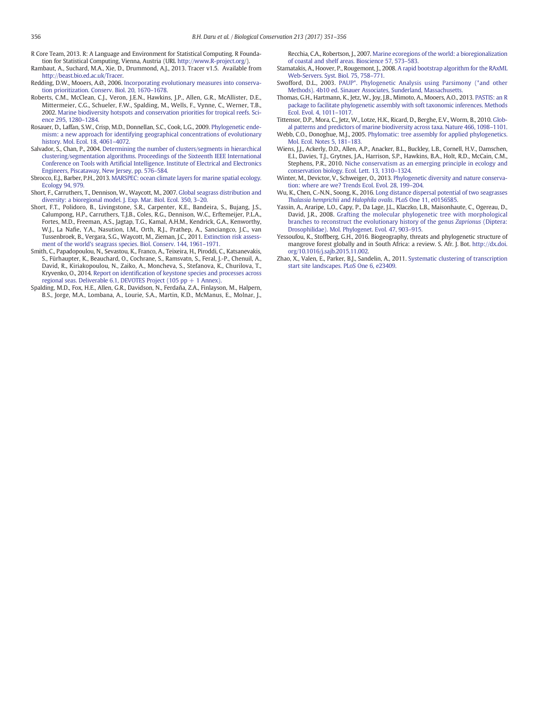R Core Team, 2013. R: A Language and Environment for Statistical Computing. R Foundation for Statistical Computing, Vienna, Austria (URL http://www.R-project.org/).

Rambaut, A., Suchard, M.A., Xie, D., Drummond, A.J., 2013. Tracer v1.5. Available from http://beast.bio.ed.ac.uk/Tracer.

Redding, D.W., Mooers, A.Ø., 2006. Incorporating evolutionary measures into conservation prioritization. Conserv. Biol. 20, 1670–1678.

Roberts, C.M., McClean, C.J., Veron, J.E.N., Hawkins, J.P., Allen, G.R., McAllister, D.E., Mittermeier, C.G., Schueler, F.W., Spalding, M., Wells, F., Vynne, C., Werner, T.B., 2002. Marine biodiversity hotspots and conservation priorities for tropical reefs. Science 295, 1280–1284.

Rosauer, D., Laffan, S.W., Crisp, M.D., Donnellan, S.C., Cook, L.G., 2009. Phylogenetic endemism: a new approach for identifying geographical concentrations of evolutionary history. Mol. Ecol. 18, 4061–4072.

Salvador, S., Chan, P., 2004. Determining the number of clusters/segments in hierarchical clustering/segmentation algorithms. Proceedings of the Sixteenth IEEE International Conference on Tools with Artificial Intelligence. Institute of Electrical and Electronics Engineers, Piscataway, New Jersey, pp. 576–584.

Sbrocco, E.J., Barber, P.H., 2013. MARSPEC: ocean climate layers for marine spatial ecology. Ecology 94, 979.

Short, F., Carruthers, T., Dennison, W., Waycott, M., 2007. Global seagrass distribution and diversity: a bioregional model. J. Exp. Mar. Biol. Ecol. 350, 3–20.

Short, F.T., Polidoro, B., Livingstone, S.R., Carpenter, K.E., Bandeira, S., Bujang, J.S., Calumpong, H.P., Carruthers, T.J.B., Coles, R.G., Dennison, W.C., Erftemeijer, P.L.A., Fortes, M.D., Freeman, A.S., Jagtap, T.G., Kamal, A.H.M., Kendrick, G.A., Kenworthy, W.J., La Nafie, Y.A., Nasution, I.M., Orth, R.J., Prathep, A., Sanciangco, J.C., van Tussenbroek, B., Vergara, S.G., Waycott, M., Zieman, J.C., 2011. Extinction risk assessment of the world's seagrass species. Biol. Conserv. 144, 1961–1971.

Smith, C., Papadopoulou, N., Sevastou, K., Franco, A., Teixeira, H., Piroddi, C., Katsanevakis, S., Fürhaupter, K., Beauchard, O., Cochrane, S., Ramsvatn, S., Feral, J.-P., Chenuil, A., David, R., Kiriakopoulou, N., Zaiko, A., Moncheva, S., Stefanova, K., Churilova, T., Kryvenko, O., 2014. Report on identification of keystone species and processes across regional seas. Deliverable 6.1, DEVOTES Project (105 pp + 1 Annex).

Spalding, M.D., Fox, H.E., Allen, G.R., Davidson, N., Ferdaña, Z.A., Finlayson, M., Halpern, B.S., Jorge, M.A., Lombana, A., Lourie, S.A., Martin, K.D., McManus, E., Molnar, J., Recchia, C.A., Robertson, J., 2007. Marine ecoregions of the world: a bioregionalization of coastal and shelf areas. Bioscience 57, 573–583.

Stamatakis, A., Hoover, P., Rougemont, J., 2008. A rapid bootstrap algorithm for the RAxML Web-Servers. Syst. Biol. 75, 758–771.

Swofford, D.L., 2003. PAUP*. Phylogenetic Analysis using Parsimony (*and other Methods). 4b10 ed. Sinauer Associates, Sunderland, Massachusetts.

Thomas, G.H., Hartmann, K., Jetz, W., Joy, J.B., Mimoto, A., Mooers, A.O., 2013. PASTIS: an R package to facilitate phylogenetic assembly with soft taxonomic inferences. Methods Ecol. Evol. 4, 1011–1017.

Tittensor, D.P., Mora, C., Jetz, W., Lotze, H.K., Ricard, D., Berghe, E.V., Worm, B., 2010. Global patterns and predictors of marine biodiversity across taxa. Nature 466, 1098–1101.

Webb, C.O., Donoghue, M.J., 2005. Phylomatic: tree assembly for applied phylogenetics. Mol. Ecol. Notes 5, 181–183.

Wiens, J.J., Ackerly, D.D., Allen, A.P., Anacker, B.L., Buckley, L.B., Cornell, H.V., Damschen, E.I., Davies, T.J., Grytnes, J.A., Harrison, S.P., Hawkins, B.A., Holt, R.D., McCain, C.M., Stephens, P.R., 2010. Niche conservatism as an emerging principle in ecology and conservation biology. Ecol. Lett. 13, 1310–1324.

Winter, M., Devictor, V., Schweiger, O., 2013. Phylogenetic diversity and nature conservation: where are we? Trends Ecol. Evol. 28, 199–204.

Wu, K., Chen, C.-N.N., Soong, K., 2016. Long distance dispersal potential of two seagrasses *Thalassia hemprichii* and *Halophila ovalis*. PLoS One 11, e0156585.

Yassin, A., Araripe, L.O., Capy, P., Da Lage, J.L., Klaczko, L.B., Maisonhaute, C., Ogereau, D., David, J.R., 2008. Grafting the molecular phylogenetic tree with morphological branches to reconstruct the evolutionary history of the genus *Zaprionus* (Diptera: Drosophilidae). Mol. Phylogenet. Evol. 47, 903–915.

Yessoufou, K., Stoffberg, G.H., 2016. Biogeography, threats and phylogenetic structure of mangrove forest globally and in South Africa: a review. S. Afr. J. Bot. http://dx.doi.org/10.1016/j.sajb.2015.11.002.

Zhao, X., Valen, E., Parker, B.J., Sandelin, A., 2011. Systematic clustering of transcription start site landscapes. PLoS One 6, e23409.